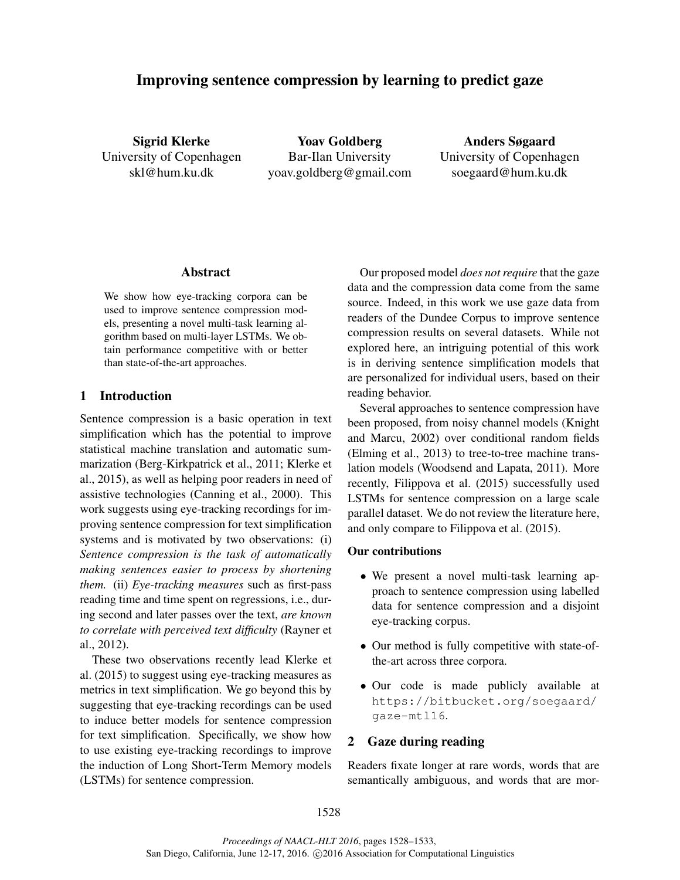# Improving sentence compression by learning to predict gaze

**Sigrid Klerke**
University of Copenhagen
skl@hum.ku.dk

**Yoav Goldberg**
Bar-Ilan University
yoav.goldberg@gmail.com

**Anders Søgaard**
University of Copenhagen
soegaard@hum.ku.dk

## Abstract

We show how eye-tracking corpora can be used to improve sentence compression models, presenting a novel multi-task learning algorithm based on multi-layer LSTMs. We obtain performance competitive with or better than state-of-the-art approaches.

## 1 Introduction

Sentence compression is a basic operation in text simplification which has the potential to improve statistical machine translation and automatic summarization (Berg-Kirkpatrick et al., 2011; Klerke et al., 2015), as well as helping poor readers in need of assistive technologies (Canning et al., 2000). This work suggests using eye-tracking recordings for improving sentence compression for text simplification systems and is motivated by two observations: (i) *Sentence compression is the task of automatically making sentences easier to process by shortening them.* (ii) *Eye-tracking measures* such as first-pass reading time and time spent on regressions, i.e., during second and later passes over the text, *are known to correlate with perceived text difficulty* (Rayner et al., 2012).

These two observations recently lead Klerke et al. (2015) to suggest using eye-tracking measures as metrics in text simplification. We go beyond this by suggesting that eye-tracking recordings can be used to induce better models for sentence compression for text simplification. Specifically, we show how to use existing eye-tracking recordings to improve the induction of Long Short-Term Memory models (LSTMs) for sentence compression.

Our proposed model *does not require* that the gaze data and the compression data come from the same source. Indeed, in this work we use gaze data from readers of the Dundee Corpus to improve sentence compression results on several datasets. While not explored here, an intriguing potential of this work is in deriving sentence simplification models that are personalized for individual users, based on their reading behavior.

Several approaches to sentence compression have been proposed, from noisy channel models (Knight and Marcu, 2002) over conditional random fields (Elming et al., 2013) to tree-to-tree machine translation models (Woodsend and Lapata, 2011). More recently, Filippova et al. (2015) successfully used LSTMs for sentence compression on a large scale parallel dataset. We do not review the literature here, and only compare to Filippova et al. (2015).

**Our contributions**

- We present a novel multi-task learning approach to sentence compression using labelled data for sentence compression and a disjoint eye-tracking corpus.
- Our method is fully competitive with state-of-the-art across three corpora.
- Our code is made publicly available at `https://bitbucket.org/soegaard/gaze-mtl16`.

## 2 Gaze during reading

Readers fixate longer at rare words, words that are semantically ambiguous, and words that are mor-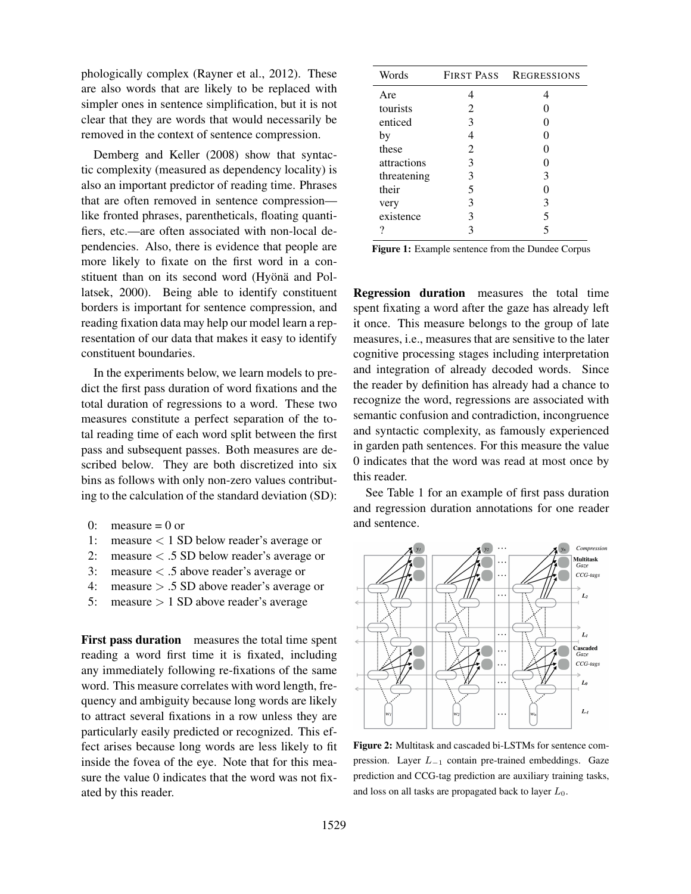phologically complex (Rayner et al., 2012). These are also words that are likely to be replaced with simpler ones in sentence simplification, but it is not clear that they are words that would necessarily be removed in the context of sentence compression.

Demberg and Keller (2008) show that syntactic complexity (measured as dependency locality) is also an important predictor of reading time. Phrases that are often removed in sentence compression—like fronted phrases, parentheticals, floating quantifiers, etc.—are often associated with non-local dependencies. Also, there is evidence that people are more likely to fixate on the first word in a constituent than on its second word (Hyönä and Pollatsek, 2000). Being able to identify constituent borders is important for sentence compression, and reading fixation data may help our model learn a representation of our data that makes it easy to identify constituent boundaries.

In the experiments below, we learn models to predict the first pass duration of word fixations and the total duration of regressions to a word. These two measures constitute a perfect separation of the total reading time of each word split between the first pass and subsequent passes. Both measures are described below. They are both discretized into six bins as follows with only non-zero values contributing to the calculation of the standard deviation (SD):

- 0: measure = 0 or
- 1: measure $<$ 1 SD below reader's average or
- 2: measure $<$ .5 SD below reader's average or
- 3: measure $<$ .5 above reader's average or
- 4: measure $>$ .5 SD above reader's average or
- 5: measure $>$ 1 SD above reader's average

**First pass duration** measures the total time spent reading a word first time it is fixated, including any immediately following re-fixations of the same word. This measure correlates with word length, frequency and ambiguity because long words are likely to attract several fixations in a row unless they are particularly easily predicted or recognized. This effect arises because long words are less likely to fit inside the fovea of the eye. Note that for this measure the value 0 indicates that the word was not fixated by this reader.

| Words | First Pass | Regressions |
|---|---|---|
| Are | 4 | 4 |
| tourists | 2 | 0 |
| enticed | 3 | 0 |
| by | 4 | 0 |
| these | 2 | 0 |
| attractions | 3 | 0 |
| threatening | 3 | 3 |
| their | 5 | 0 |
| very | 3 | 3 |
| existence | 3 | 5 |
| ? | 3 | 5 |

**Figure 1:** Example sentence from the Dundee Corpus

**Regression duration** measures the total time spent fixating a word after the gaze has already left it once. This measure belongs to the group of late measures, i.e., measures that are sensitive to the later cognitive processing stages including interpretation and integration of already decoded words. Since the reader by definition has already had a chance to recognize the word, regressions are associated with semantic confusion and contradiction, incongruence and syntactic complexity, as famously experienced in garden path sentences. For this measure the value 0 indicates that the word was read at most once by this reader.

See Table 1 for an example of first pass duration and regression duration annotations for one reader and sentence.

**Figure 2:** Multitask and cascaded bi-LSTMs for sentence compression. Layer $L_{-1}$ contain pre-trained embeddings. Gaze prediction and CCG-tag prediction are auxiliary training tasks, and loss on all tasks are propagated back to layer $L_0$.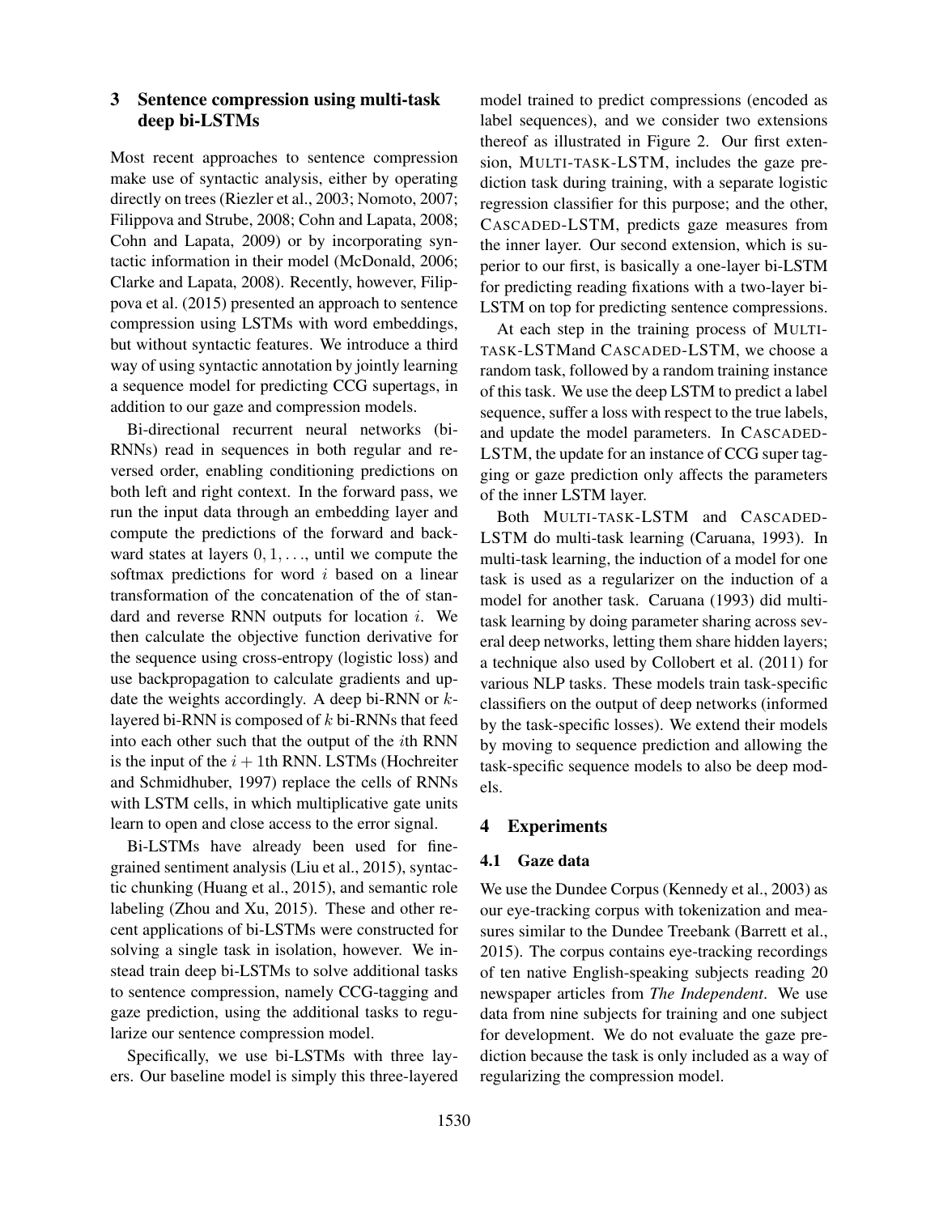## 3 Sentence compression using multi-task deep bi-LSTMs

Most recent approaches to sentence compression make use of syntactic analysis, either by operating directly on trees (Riezler et al., 2003; Nomoto, 2007; Filippova and Strube, 2008; Cohn and Lapata, 2008; Cohn and Lapata, 2009) or by incorporating syntactic information in their model (McDonald, 2006; Clarke and Lapata, 2008). Recently, however, Filippova et al. (2015) presented an approach to sentence compression using LSTMs with word embeddings, but without syntactic features. We introduce a third way of using syntactic annotation by jointly learning a sequence model for predicting CCG supertags, in addition to our gaze and compression models.

Bi-directional recurrent neural networks (bi-RNNs) read in sequences in both regular and reversed order, enabling conditioning predictions on both left and right context. In the forward pass, we run the input data through an embedding layer and compute the predictions of the forward and backward states at layers $0, 1, \ldots$, until we compute the softmax predictions for word $i$ based on a linear transformation of the concatenation of the of standard and reverse RNN outputs for location $i$. We then calculate the objective function derivative for the sequence using cross-entropy (logistic loss) and use backpropagation to calculate gradients and update the weights accordingly. A deep bi-RNN or $k$-layered bi-RNN is composed of $k$ bi-RNNs that feed into each other such that the output of the $i$th RNN is the input of the $i + 1$th RNN. LSTMs (Hochreiter and Schmidhuber, 1997) replace the cells of RNNs with LSTM cells, in which multiplicative gate units learn to open and close access to the error signal.

Bi-LSTMs have already been used for fine-grained sentiment analysis (Liu et al., 2015), syntactic chunking (Huang et al., 2015), and semantic role labeling (Zhou and Xu, 2015). These and other recent applications of bi-LSTMs were constructed for solving a single task in isolation, however. We instead train deep bi-LSTMs to solve additional tasks to sentence compression, namely CCG-tagging and gaze prediction, using the additional tasks to regularize our sentence compression model.

Specifically, we use bi-LSTMs with three layers. Our baseline model is simply this three-layered model trained to predict compressions (encoded as label sequences), and we consider two extensions thereof as illustrated in Figure 2. Our first extension, MULTI-TASK-LSTM, includes the gaze prediction task during training, with a separate logistic regression classifier for this purpose; and the other, CASCADED-LSTM, predicts gaze measures from the inner layer. Our second extension, which is superior to our first, is basically a one-layer bi-LSTM for predicting reading fixations with a two-layer bi-LSTM on top for predicting sentence compressions.

At each step in the training process of MULTI-TASK-LSTMand CASCADED-LSTM, we choose a random task, followed by a random training instance of this task. We use the deep LSTM to predict a label sequence, suffer a loss with respect to the true labels, and update the model parameters. In CASCADED-LSTM, the update for an instance of CCG super tagging or gaze prediction only affects the parameters of the inner LSTM layer.

Both MULTI-TASK-LSTM and CASCADED-LSTM do multi-task learning (Caruana, 1993). In multi-task learning, the induction of a model for one task is used as a regularizer on the induction of a model for another task. Caruana (1993) did multi-task learning by doing parameter sharing across several deep networks, letting them share hidden layers; a technique also used by Collobert et al. (2011) for various NLP tasks. These models train task-specific classifiers on the output of deep networks (informed by the task-specific losses). We extend their models by moving to sequence prediction and allowing the task-specific sequence models to also be deep models.

## 4 Experiments

### 4.1 Gaze data

We use the Dundee Corpus (Kennedy et al., 2003) as our eye-tracking corpus with tokenization and measures similar to the Dundee Treebank (Barrett et al., 2015). The corpus contains eye-tracking recordings of ten native English-speaking subjects reading 20 newspaper articles from *The Independent*. We use data from nine subjects for training and one subject for development. We do not evaluate the gaze prediction because the task is only included as a way of regularizing the compression model.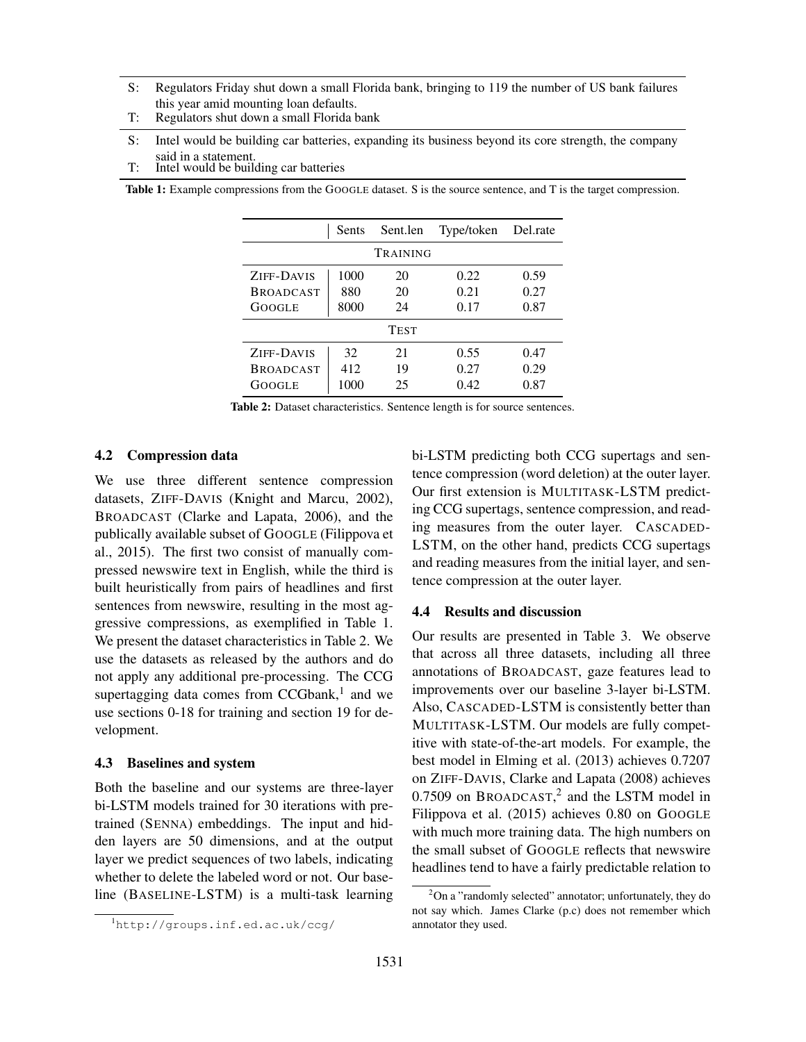| | |
|---|---|
| S: | Regulators Friday shut down a small Florida bank, bringing to 119 the number of US bank failures this year amid mounting loan defaults. |
| T: | Regulators shut down a small Florida bank |
| S: | Intel would be building car batteries, expanding its business beyond its core strength, the company said in a statement. |
| T: | Intel would be building car batteries |

**Table 1:** Example compressions from the GOOGLE dataset. S is the source sentence, and T is the target compression.

| | Sents | Sent.len | Type/token | Del.rate |
|---|---|---|---|---|
| TRAINING | | | | |
| ZIFF-DAVIS | 1000 | 20 | 0.22 | 0.59 |
| BROADCAST | 880 | 20 | 0.21 | 0.27 |
| GOOGLE | 8000 | 24 | 0.17 | 0.87 |
| TEST | | | | |
| ZIFF-DAVIS | 32 | 21 | 0.55 | 0.47 |
| BROADCAST | 412 | 19 | 0.27 | 0.29 |
| GOOGLE | 1000 | 25 | 0.42 | 0.87 |

**Table 2:** Dataset characteristics. Sentence length is for source sentences.

### 4.2 Compression data

We use three different sentence compression datasets, ZIFF-DAVIS (Knight and Marcu, 2002), BROADCAST (Clarke and Lapata, 2006), and the publically available subset of GOOGLE (Filippova et al., 2015). The first two consist of manually compressed newswire text in English, while the third is built heuristically from pairs of headlines and first sentences from newswire, resulting in the most aggressive compressions, as exemplified in Table 1. We present the dataset characteristics in Table 2. We use the datasets as released by the authors and do not apply any additional pre-processing. The CCG supertagging data comes from CCGbank,[1] and we use sections 0-18 for training and section 19 for development.

### 4.3 Baselines and system

Both the baseline and our systems are three-layer bi-LSTM models trained for 30 iterations with pretrained (SENNA) embeddings. The input and hidden layers are 50 dimensions, and at the output layer we predict sequences of two labels, indicating whether to delete the labeled word or not. Our baseline (BASELINE-LSTM) is a multi-task learning bi-LSTM predicting both CCG supertags and sentence compression (word deletion) at the outer layer. Our first extension is MULTITASK-LSTM predicting CCG supertags, sentence compression, and reading measures from the outer layer. CASCADED-LSTM, on the other hand, predicts CCG supertags and reading measures from the initial layer, and sentence compression at the outer layer.

### 4.4 Results and discussion

Our results are presented in Table 3. We observe that across all three datasets, including all three annotations of BROADCAST, gaze features lead to improvements over our baseline 3-layer bi-LSTM. Also, CASCADED-LSTM is consistently better than MULTITASK-LSTM. Our models are fully competitive with state-of-the-art models. For example, the best model in Elming et al. (2013) achieves 0.7207 on ZIFF-DAVIS, Clarke and Lapata (2008) achieves 0.7509 on BROADCAST,[2] and the LSTM model in Filippova et al. (2015) achieves 0.80 on GOOGLE with much more training data. The high numbers on the small subset of GOOGLE reflects that newswire headlines tend to have a fairly predictable relation to

[1] http://groups.inf.ed.ac.uk/ccg/

[2] On a "randomly selected" annotator; unfortunately, they do not say which. James Clarke (p.c) does not remember which annotator they used.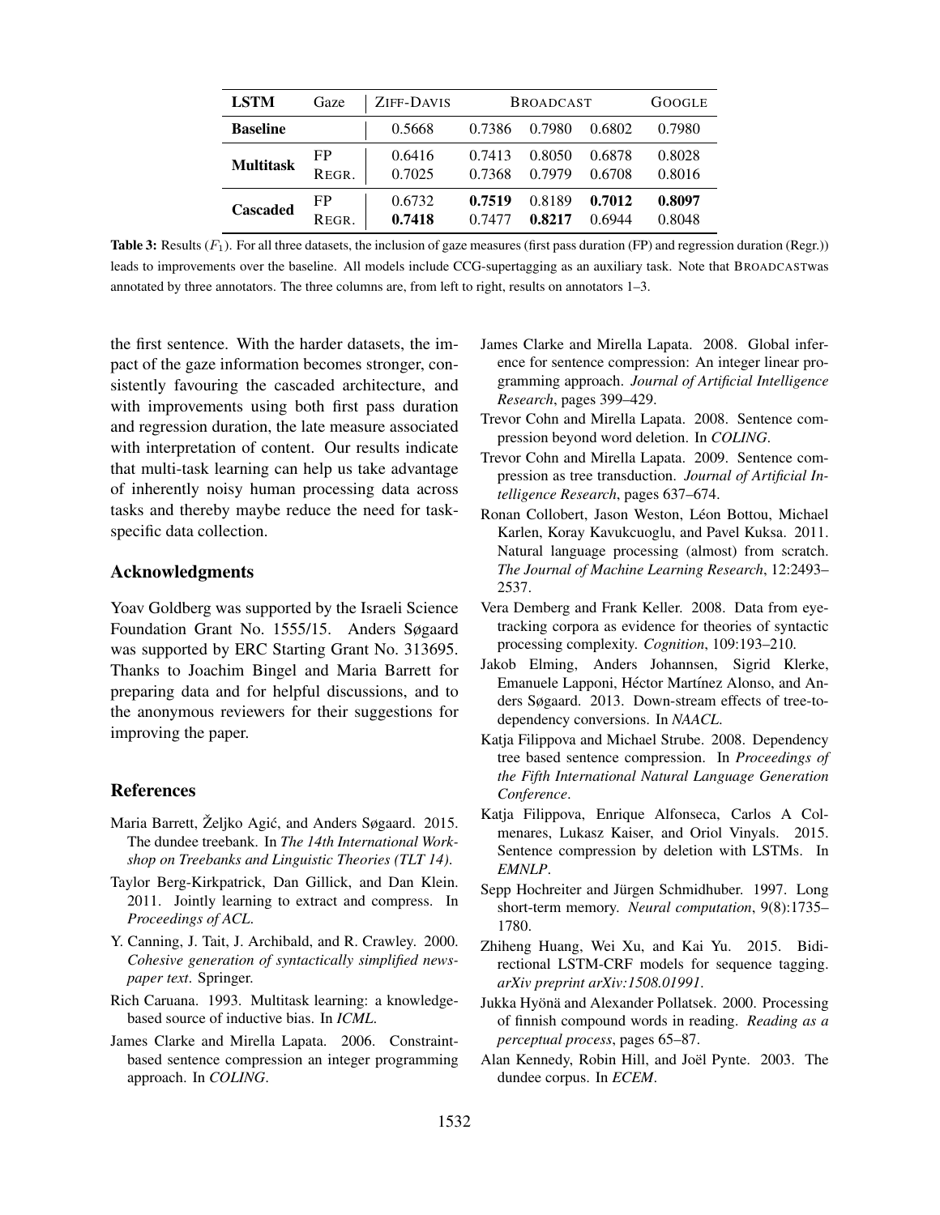| LSTM | Gaze | ZIFF-DAVIS | BROADCAST | | | GOOGLE |
|---|---|---|---|---|---|---|
| **Baseline** | | 0.5668 | 0.7386 | 0.7980 | 0.6802 | 0.7980 |
| **Multitask** | FP | 0.6416 | 0.7413 | 0.8050 | 0.6878 | 0.8028 |
| | REGR. | 0.7025 | 0.7368 | 0.7979 | 0.6708 | 0.8016 |
| **Cascaded** | FP | 0.6732 | **0.7519** | 0.8189 | **0.7012** | **0.8097** |
| | REGR. | **0.7418** | 0.7477 | **0.8217** | 0.6944 | 0.8048 |

**Table 3:** Results ($F_1$). For all three datasets, the inclusion of gaze measures (first pass duration (FP) and regression duration (Regr.)) leads to improvements over the baseline. All models include CCG-supertagging as an auxiliary task. Note that BROADCASTwas annotated by three annotators. The three columns are, from left to right, results on annotators 1–3.

the first sentence. With the harder datasets, the impact of the gaze information becomes stronger, consistently favouring the cascaded architecture, and with improvements using both first pass duration and regression duration, the late measure associated with interpretation of content. Our results indicate that multi-task learning can help us take advantage of inherently noisy human processing data across tasks and thereby maybe reduce the need for task-specific data collection.

## Acknowledgments

Yoav Goldberg was supported by the Israeli Science Foundation Grant No. 1555/15. Anders Søgaard was supported by ERC Starting Grant No. 313695. Thanks to Joachim Bingel and Maria Barrett for preparing data and for helpful discussions, and to the anonymous reviewers for their suggestions for improving the paper.

## References

Maria Barrett, Željko Agić, and Anders Søgaard. 2015. The dundee treebank. In *The 14th International Workshop on Treebanks and Linguistic Theories (TLT 14)*.

Taylor Berg-Kirkpatrick, Dan Gillick, and Dan Klein. 2011. Jointly learning to extract and compress. In *Proceedings of ACL*.

Y. Canning, J. Tait, J. Archibald, and R. Crawley. 2000. *Cohesive generation of syntactically simplified newspaper text*. Springer.

Rich Caruana. 1993. Multitask learning: a knowledge-based source of inductive bias. In *ICML*.

James Clarke and Mirella Lapata. 2006. Constraint-based sentence compression an integer programming approach. In *COLING*.

James Clarke and Mirella Lapata. 2008. Global inference for sentence compression: An integer linear programming approach. *Journal of Artificial Intelligence Research*, pages 399–429.

Trevor Cohn and Mirella Lapata. 2008. Sentence compression beyond word deletion. In *COLING*.

Trevor Cohn and Mirella Lapata. 2009. Sentence compression as tree transduction. *Journal of Artificial Intelligence Research*, pages 637–674.

Ronan Collobert, Jason Weston, Léon Bottou, Michael Karlen, Koray Kavukcuoglu, and Pavel Kuksa. 2011. Natural language processing (almost) from scratch. *The Journal of Machine Learning Research*, 12:2493–2537.

Vera Demberg and Frank Keller. 2008. Data from eye-tracking corpora as evidence for theories of syntactic processing complexity. *Cognition*, 109:193–210.

Jakob Elming, Anders Johannsen, Sigrid Klerke, Emanuele Lapponi, Héctor Martínez Alonso, and Anders Søgaard. 2013. Down-stream effects of tree-to-dependency conversions. In *NAACL*.

Katja Filippova and Michael Strube. 2008. Dependency tree based sentence compression. In *Proceedings of the Fifth International Natural Language Generation Conference*.

Katja Filippova, Enrique Alfonseca, Carlos A Colmenares, Lukasz Kaiser, and Oriol Vinyals. 2015. Sentence compression by deletion with LSTMs. In *EMNLP*.

Sepp Hochreiter and Jürgen Schmidhuber. 1997. Long short-term memory. *Neural computation*, 9(8):1735–1780.

Zhiheng Huang, Wei Xu, and Kai Yu. 2015. Bidirectional LSTM-CRF models for sequence tagging. *arXiv preprint arXiv:1508.01991*.

Jukka Hyönä and Alexander Pollatsek. 2000. Processing of finnish compound words in reading. *Reading as a perceptual process*, pages 65–87.

Alan Kennedy, Robin Hill, and Joël Pynte. 2003. The dundee corpus. In *ECEM*.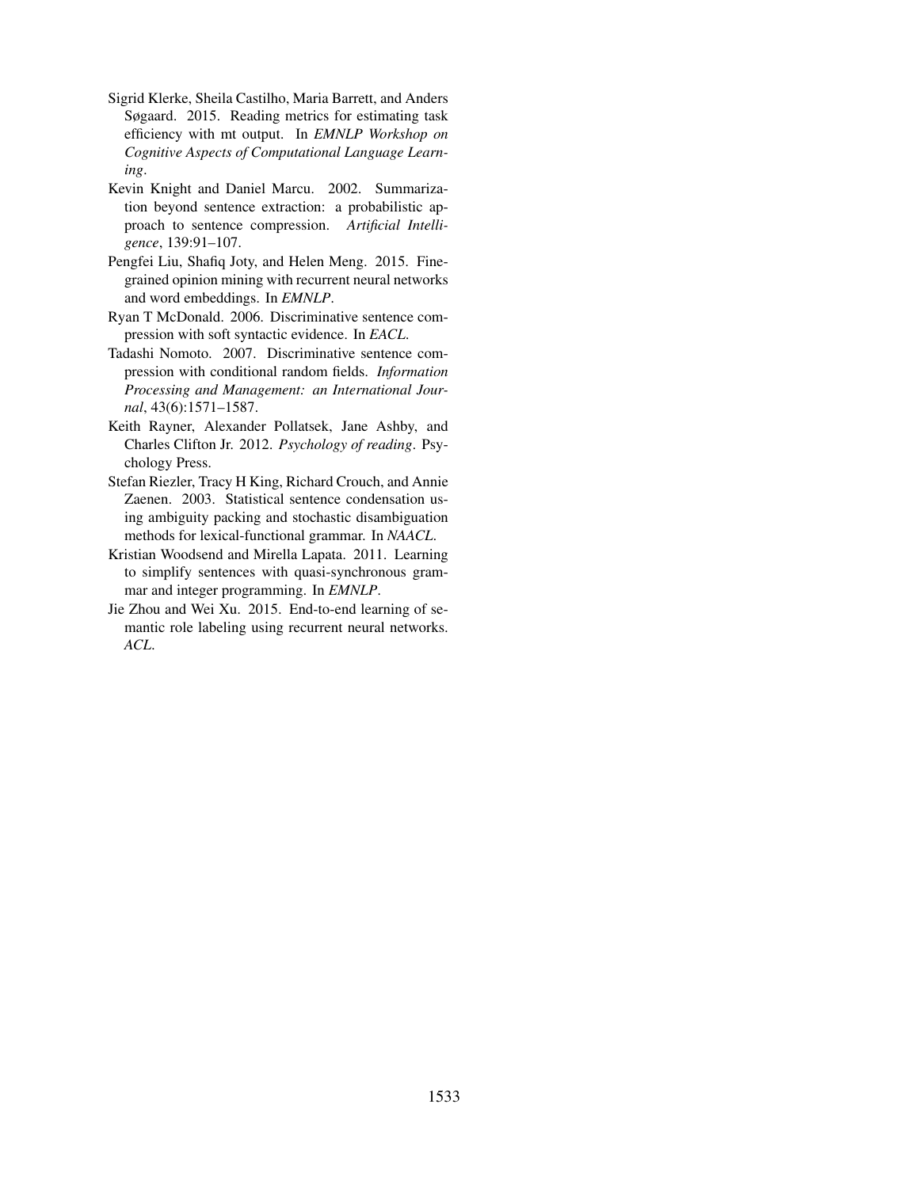Sigrid Klerke, Sheila Castilho, Maria Barrett, and Anders Søgaard. 2015. Reading metrics for estimating task efficiency with mt output. In *EMNLP Workshop on Cognitive Aspects of Computational Language Learning*.

Kevin Knight and Daniel Marcu. 2002. Summarization beyond sentence extraction: a probabilistic approach to sentence compression. *Artificial Intelligence*, 139:91–107.

Pengfei Liu, Shafiq Joty, and Helen Meng. 2015. Fine-grained opinion mining with recurrent neural networks and word embeddings. In *EMNLP*.

Ryan T McDonald. 2006. Discriminative sentence compression with soft syntactic evidence. In *EACL*.

Tadashi Nomoto. 2007. Discriminative sentence compression with conditional random fields. *Information Processing and Management: an International Journal*, 43(6):1571–1587.

Keith Rayner, Alexander Pollatsek, Jane Ashby, and Charles Clifton Jr. 2012. *Psychology of reading*. Psychology Press.

Stefan Riezler, Tracy H King, Richard Crouch, and Annie Zaenen. 2003. Statistical sentence condensation using ambiguity packing and stochastic disambiguation methods for lexical-functional grammar. In *NAACL*.

Kristian Woodsend and Mirella Lapata. 2011. Learning to simplify sentences with quasi-synchronous grammar and integer programming. In *EMNLP*.

Jie Zhou and Wei Xu. 2015. End-to-end learning of semantic role labeling using recurrent neural networks. *ACL*.